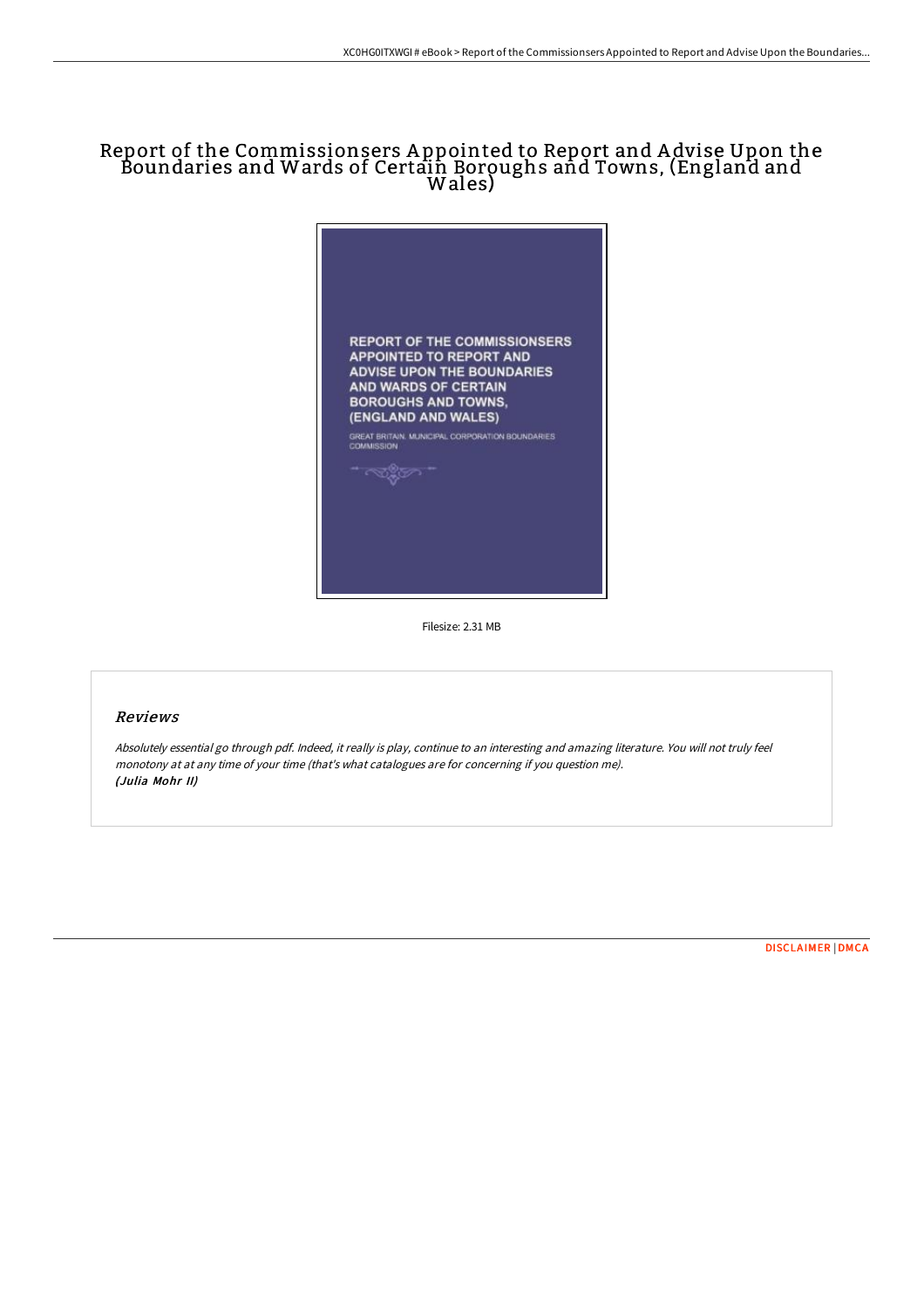# Report of the Commissionsers Appointed to Report and Advise Upon the Boundaries and Wards of Certain Boroughs and Towns, (England and Wales)

REPORT OF THE COMMISSIONSERS APPOINTED TO REPORT AND ADVISE UPON THE BOUNDARIES AND WARDS OF CERTAIN BOROUGHS AND TOWNS, (ENGLAND AND WALES)

GREAT BRITAIN. MUNICIPAL CORPORATION BOUNDARIES COMMISSION

Filesize: 2.31 MB

## Reviews

*Absolutely essential go through pdf. Indeed, it really is play, continue to an interesting and amazing literature. You will not truly feel monotony at at any time of your time (that's what catalogues are for concerning if you question me).*
***(Julia Mohr II)***

DISCLAIMER | DMCA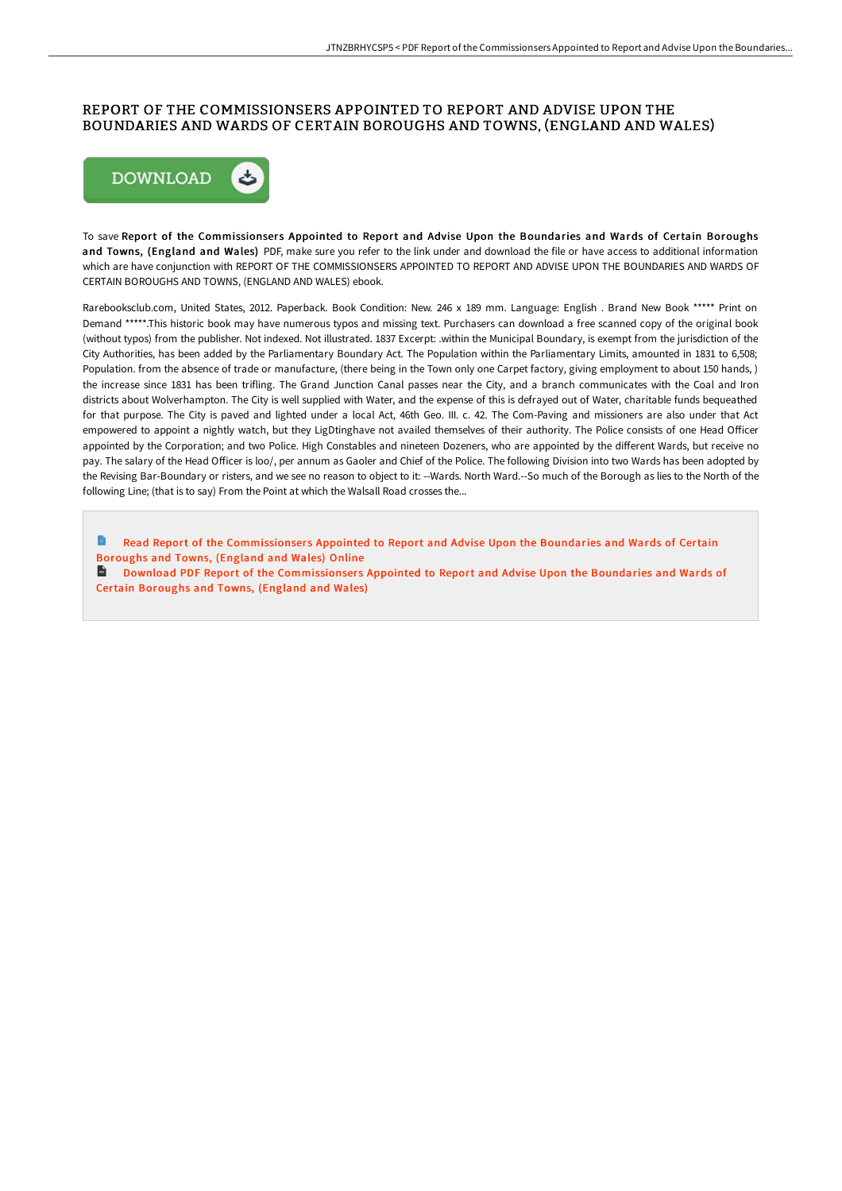# REPORT OF THE COMMISSIONSERS APPOINTED TO REPORT AND ADVISE UPON THE BOUNDARIES AND WARDS OF CERTAIN BOROUGHS AND TOWNS, (ENGLAND AND WALES)

DOWNLOAD

To save **Report of the Commissionsers Appointed to Report and Advise Upon the Boundaries and Wards of Certain Boroughs and Towns, (England and Wales)** PDF, make sure you refer to the link under and download the file or have access to additional information which are have conjunction with REPORT OF THE COMMISSIONSERS APPOINTED TO REPORT AND ADVISE UPON THE BOUNDARIES AND WARDS OF CERTAIN BOROUGHS AND TOWNS, (ENGLAND AND WALES) ebook.

Rarebooksclub.com, United States, 2012. Paperback. Book Condition: New. 246 x 189 mm. Language: English . Brand New Book ***** Print on Demand *****.This historic book may have numerous typos and missing text. Purchasers can download a free scanned copy of the original book (without typos) from the publisher. Not indexed. Not illustrated. 1837 Excerpt: .within the Municipal Boundary, is exempt from the jurisdiction of the City Authorities, has been added by the Parliamentary Boundary Act. The Population within the Parliamentary Limits, amounted in 1831 to 6,508; Population. from the absence of trade or manufacture, (there being in the Town only one Carpet factory, giving employment to about 150 hands, ) the increase since 1831 has been trifling. The Grand Junction Canal passes near the City, and a branch communicates with the Coal and Iron districts about Wolverhampton. The City is well supplied with Water, and the expense of this is defrayed out of Water, charitable funds bequeathed for that purpose. The City is paved and lighted under a local Act, 46th Geo. III. c. 42. The Com-Paving and missioners are also under that Act empowered to appoint a nightly watch, but they LigDtinghave not availed themselves of their authority. The Police consists of one Head Officer appointed by the Corporation; and two Police. High Constables and nineteen Dozeners, who are appointed by the different Wards, but receive no pay. The salary of the Head Officer is loo/, per annum as Gaoler and Chief of the Police. The following Division into two Wards has been adopted by the Revising Bar-Boundary or risters, and we see no reason to object to it: --Wards. North Ward.--So much of the Borough as lies to the North of the following Line; (that is to say) From the Point at which the Walsall Road crosses the...

Read Report of the Commissionsers Appointed to Report and Advise Upon the Boundaries and Wards of Certain Boroughs and Towns, (England and Wales) Online

Download PDF Report of the Commissionsers Appointed to Report and Advise Upon the Boundaries and Wards of Certain Boroughs and Towns, (England and Wales)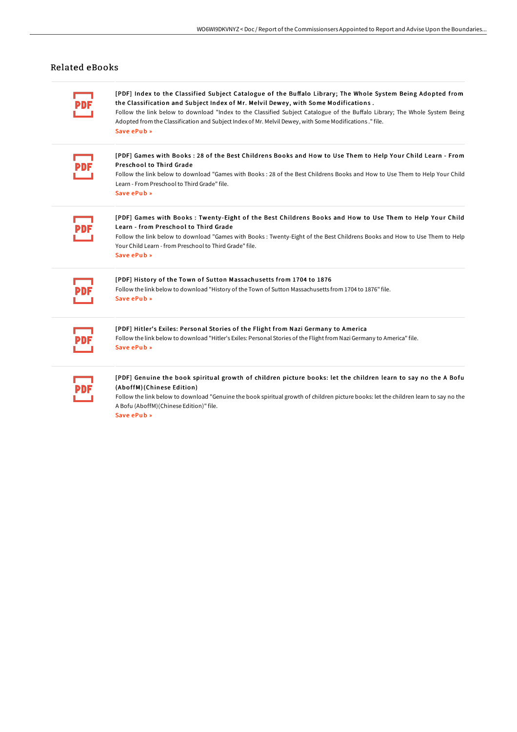## Related eBooks

**[PDF] Index to the Classified Subject Catalogue of the Buffalo Library; The Whole System Being Adopted from the Classification and Subject Index of Mr. Melvil Dewey, with Some Modifications .**

Follow the link below to download "Index to the Classified Subject Catalogue of the Buffalo Library; The Whole System Being Adopted from the Classification and Subject Index of Mr. Melvil Dewey, with Some Modifications ." file.

Save ePub »

**[PDF] Games with Books : 28 of the Best Childrens Books and How to Use Them to Help Your Child Learn - From Preschool to Third Grade**

Follow the link below to download "Games with Books : 28 of the Best Childrens Books and How to Use Them to Help Your Child Learn - From Preschool to Third Grade" file.

Save ePub »

**[PDF] Games with Books : Twenty-Eight of the Best Childrens Books and How to Use Them to Help Your Child Learn - from Preschool to Third Grade**

Follow the link below to download "Games with Books : Twenty-Eight of the Best Childrens Books and How to Use Them to Help Your Child Learn - from Preschool to Third Grade" file.

Save ePub »

**[PDF] History of the Town of Sutton Massachusetts from 1704 to 1876**

Follow the link below to download "History of the Town of Sutton Massachusetts from 1704 to 1876" file.

Save ePub »

**[PDF] Hitler's Exiles: Personal Stories of the Flight from Nazi Germany to America**

Follow the link below to download "Hitler's Exiles: Personal Stories of the Flight from Nazi Germany to America" file.

Save ePub »

**[PDF] Genuine the book spiritual growth of children picture books: let the children learn to say no the A Bofu (AboffM)(Chinese Edition)**

Follow the link below to download "Genuine the book spiritual growth of children picture books: let the children learn to say no the A Bofu (AboffM)(Chinese Edition)" file.

Save ePub »